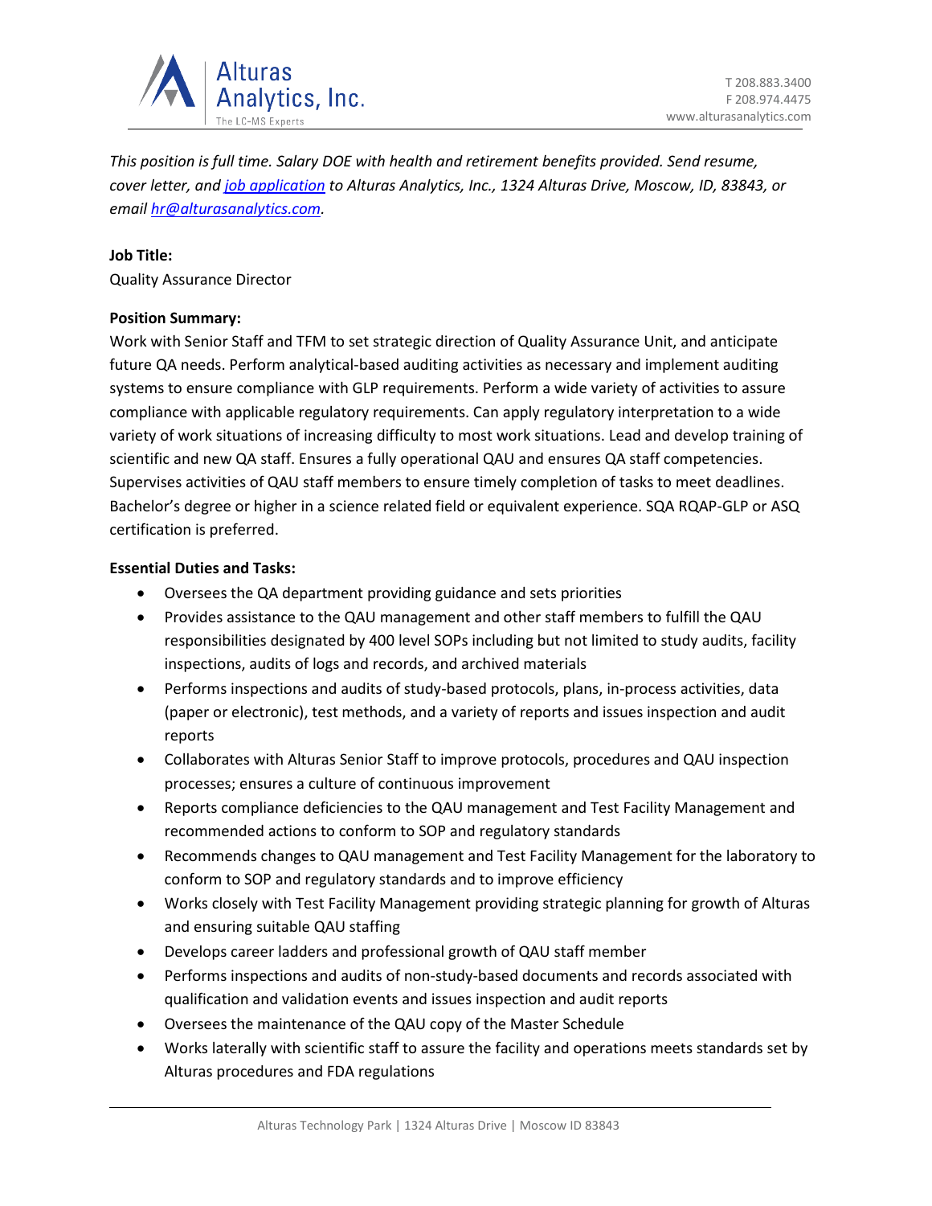*This position is full time. Salary DOE with health and retirement benefits provided. Send resume, cover letter, and [job application](job application) to Alturas Analytics, Inc., 1324 Alturas Drive, Moscow, ID, 83843, or email [hr@alturasanalytics.com](mailto:hr@alturasanalytics.com).*

**Job Title:**

Quality Assurance Director

**Position Summary:**

Work with Senior Staff and TFM to set strategic direction of Quality Assurance Unit, and anticipate future QA needs. Perform analytical-based auditing activities as necessary and implement auditing systems to ensure compliance with GLP requirements. Perform a wide variety of activities to assure compliance with applicable regulatory requirements. Can apply regulatory interpretation to a wide variety of work situations of increasing difficulty to most work situations. Lead and develop training of scientific and new QA staff. Ensures a fully operational QAU and ensures QA staff competencies. Supervises activities of QAU staff members to ensure timely completion of tasks to meet deadlines. Bachelor's degree or higher in a science related field or equivalent experience. SQA RQAP-GLP or ASQ certification is preferred.

**Essential Duties and Tasks:**

- Oversees the QA department providing guidance and sets priorities
- Provides assistance to the QAU management and other staff members to fulfill the QAU responsibilities designated by 400 level SOPs including but not limited to study audits, facility inspections, audits of logs and records, and archived materials
- Performs inspections and audits of study-based protocols, plans, in-process activities, data (paper or electronic), test methods, and a variety of reports and issues inspection and audit reports
- Collaborates with Alturas Senior Staff to improve protocols, procedures and QAU inspection processes; ensures a culture of continuous improvement
- Reports compliance deficiencies to the QAU management and Test Facility Management and recommended actions to conform to SOP and regulatory standards
- Recommends changes to QAU management and Test Facility Management for the laboratory to conform to SOP and regulatory standards and to improve efficiency
- Works closely with Test Facility Management providing strategic planning for growth of Alturas and ensuring suitable QAU staffing
- Develops career ladders and professional growth of QAU staff member
- Performs inspections and audits of non-study-based documents and records associated with qualification and validation events and issues inspection and audit reports
- Oversees the maintenance of the QAU copy of the Master Schedule
- Works laterally with scientific staff to assure the facility and operations meets standards set by Alturas procedures and FDA regulations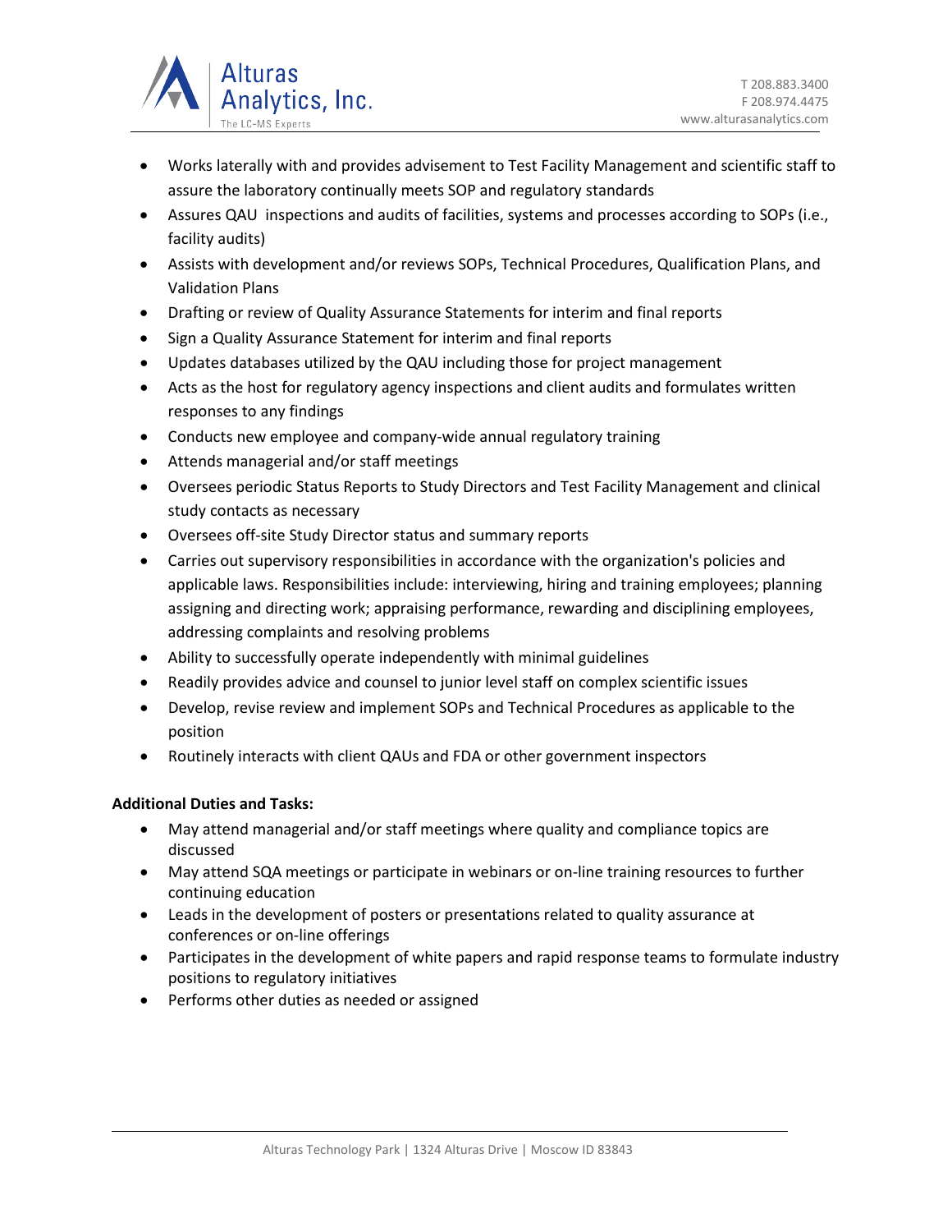- Works laterally with and provides advisement to Test Facility Management and scientific staff to assure the laboratory continually meets SOP and regulatory standards
- Assures QAU inspections and audits of facilities, systems and processes according to SOPs (i.e., facility audits)
- Assists with development and/or reviews SOPs, Technical Procedures, Qualification Plans, and Validation Plans
- Drafting or review of Quality Assurance Statements for interim and final reports
- Sign a Quality Assurance Statement for interim and final reports
- Updates databases utilized by the QAU including those for project management
- Acts as the host for regulatory agency inspections and client audits and formulates written responses to any findings
- Conducts new employee and company-wide annual regulatory training
- Attends managerial and/or staff meetings
- Oversees periodic Status Reports to Study Directors and Test Facility Management and clinical study contacts as necessary
- Oversees off-site Study Director status and summary reports
- Carries out supervisory responsibilities in accordance with the organization's policies and applicable laws. Responsibilities include: interviewing, hiring and training employees; planning assigning and directing work; appraising performance, rewarding and disciplining employees, addressing complaints and resolving problems
- Ability to successfully operate independently with minimal guidelines
- Readily provides advice and counsel to junior level staff on complex scientific issues
- Develop, revise review and implement SOPs and Technical Procedures as applicable to the position
- Routinely interacts with client QAUs and FDA or other government inspectors

**Additional Duties and Tasks:**

- May attend managerial and/or staff meetings where quality and compliance topics are discussed
- May attend SQA meetings or participate in webinars or on-line training resources to further continuing education
- Leads in the development of posters or presentations related to quality assurance at conferences or on-line offerings
- Participates in the development of white papers and rapid response teams to formulate industry positions to regulatory initiatives
- Performs other duties as needed or assigned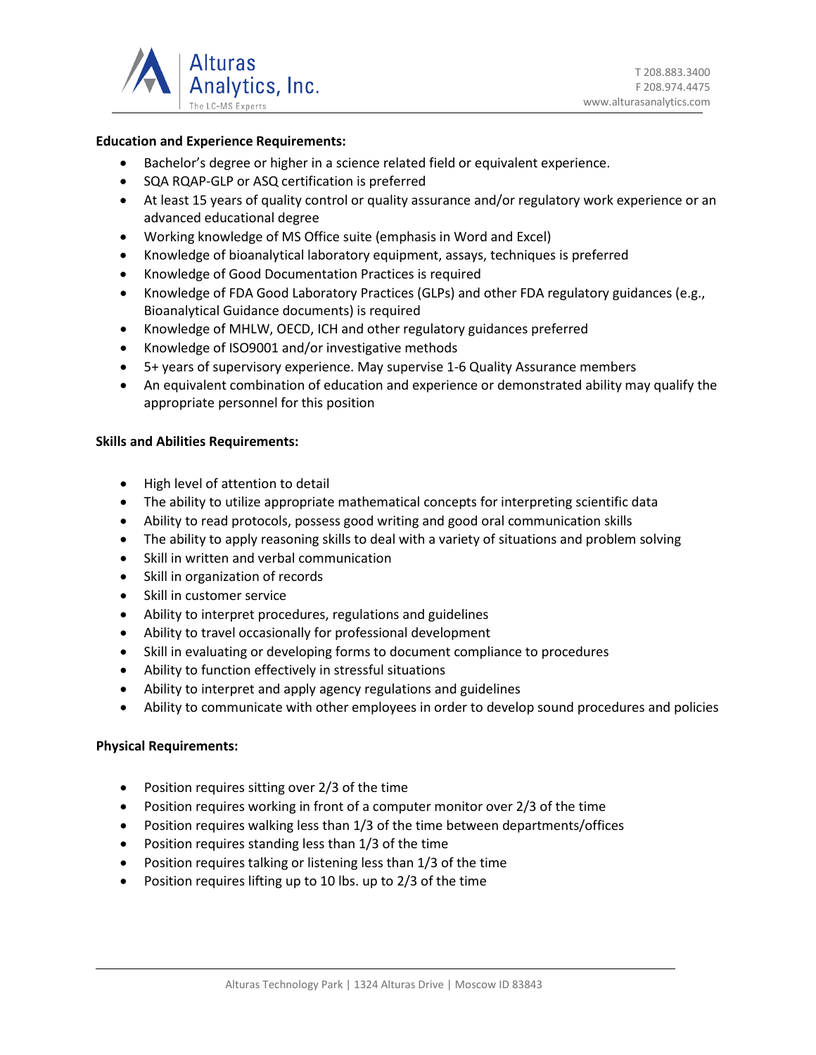**Education and Experience Requirements:**

- Bachelor's degree or higher in a science related field or equivalent experience.
- SQA RQAP-GLP or ASQ certification is preferred
- At least 15 years of quality control or quality assurance and/or regulatory work experience or an advanced educational degree
- Working knowledge of MS Office suite (emphasis in Word and Excel)
- Knowledge of bioanalytical laboratory equipment, assays, techniques is preferred
- Knowledge of Good Documentation Practices is required
- Knowledge of FDA Good Laboratory Practices (GLPs) and other FDA regulatory guidances (e.g., Bioanalytical Guidance documents) is required
- Knowledge of MHLW, OECD, ICH and other regulatory guidances preferred
- Knowledge of ISO9001 and/or investigative methods
- 5+ years of supervisory experience. May supervise 1-6 Quality Assurance members
- An equivalent combination of education and experience or demonstrated ability may qualify the appropriate personnel for this position

**Skills and Abilities Requirements:**

- High level of attention to detail
- The ability to utilize appropriate mathematical concepts for interpreting scientific data
- Ability to read protocols, possess good writing and good oral communication skills
- The ability to apply reasoning skills to deal with a variety of situations and problem solving
- Skill in written and verbal communication
- Skill in organization of records
- Skill in customer service
- Ability to interpret procedures, regulations and guidelines
- Ability to travel occasionally for professional development
- Skill in evaluating or developing forms to document compliance to procedures
- Ability to function effectively in stressful situations
- Ability to interpret and apply agency regulations and guidelines
- Ability to communicate with other employees in order to develop sound procedures and policies

**Physical Requirements:**

- Position requires sitting over 2/3 of the time
- Position requires working in front of a computer monitor over 2/3 of the time
- Position requires walking less than 1/3 of the time between departments/offices
- Position requires standing less than 1/3 of the time
- Position requires talking or listening less than 1/3 of the time
- Position requires lifting up to 10 lbs. up to 2/3 of the time